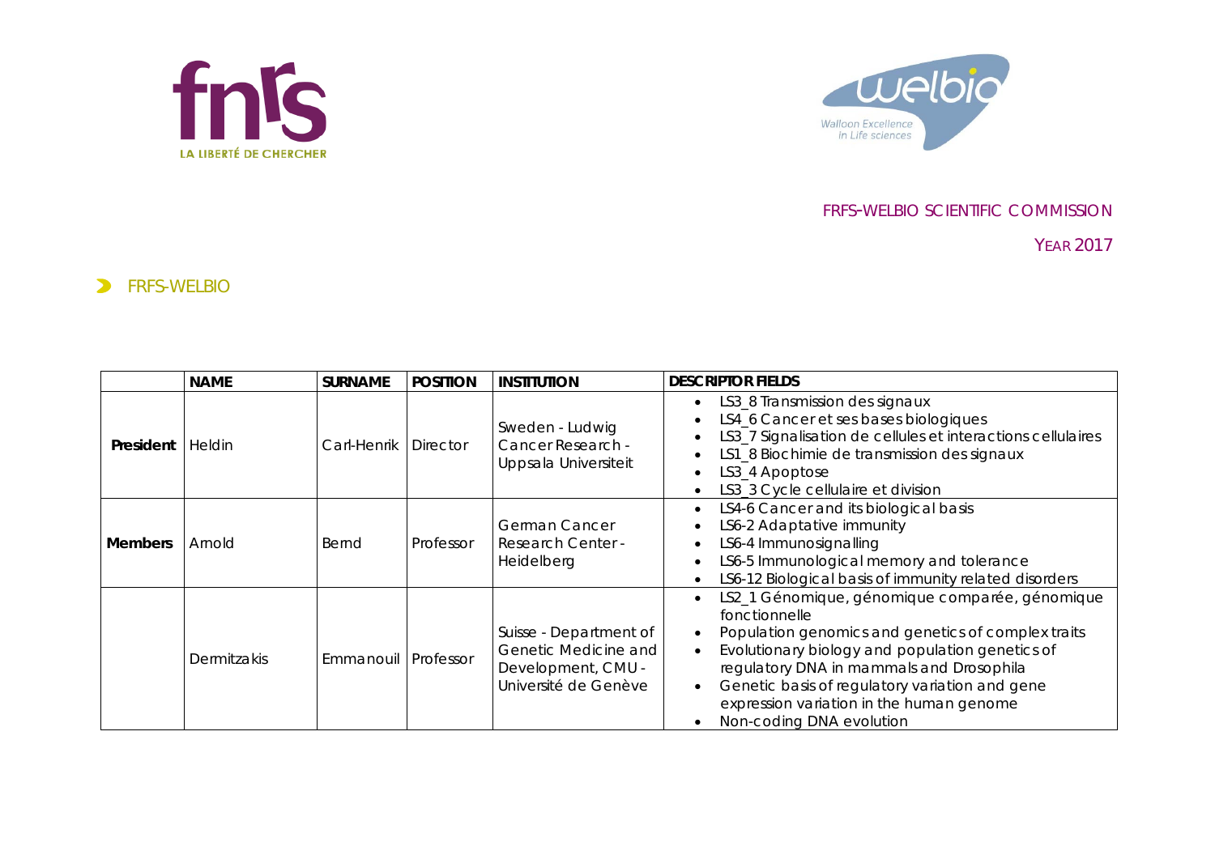FRFS-WELBIO SCIENTIFIC COMMISSION

YEAR 2017

## FRFS-WELBIO

| | NAME | SURNAME | POSITION | INSTITUTION | DESCRIPTOR FIELDS |
|---|---|---|---|---|---|
| **President** | Heldin | Carl-Henrik | Director | Sweden - Ludwig Cancer Research - Uppsala Universiteit | • LS3_8 Transmission des signaux<br>• LS4_6 Cancer et ses bases biologiques<br>• LS3_7 Signalisation de cellules et interactions cellulaires<br>• LS1_8 Biochimie de transmission des signaux<br>• LS3_4 Apoptose<br>• LS3_3 Cycle cellulaire et division |
| **Members** | Arnold | Bernd | Professor | German Cancer Research Center - Heidelberg | • LS4-6 Cancer and its biological basis<br>• LS6-2 Adaptative immunity<br>• LS6-4 Immunosignalling<br>• LS6-5 Immunological memory and tolerance<br>• LS6-12 Biological basis of immunity related disorders |
| | Dermitzakis | Emmanouil | Professor | Suisse - Department of Genetic Medicine and Development, CMU - Université de Genève | • LS2_1 Génomique, génomique comparée, génomique fonctionnelle<br>• Population genomics and genetics of complex traits<br>• Evolutionary biology and population genetics of regulatory DNA in mammals and Drosophila<br>• Genetic basis of regulatory variation and gene expression variation in the human genome<br>• Non-coding DNA evolution |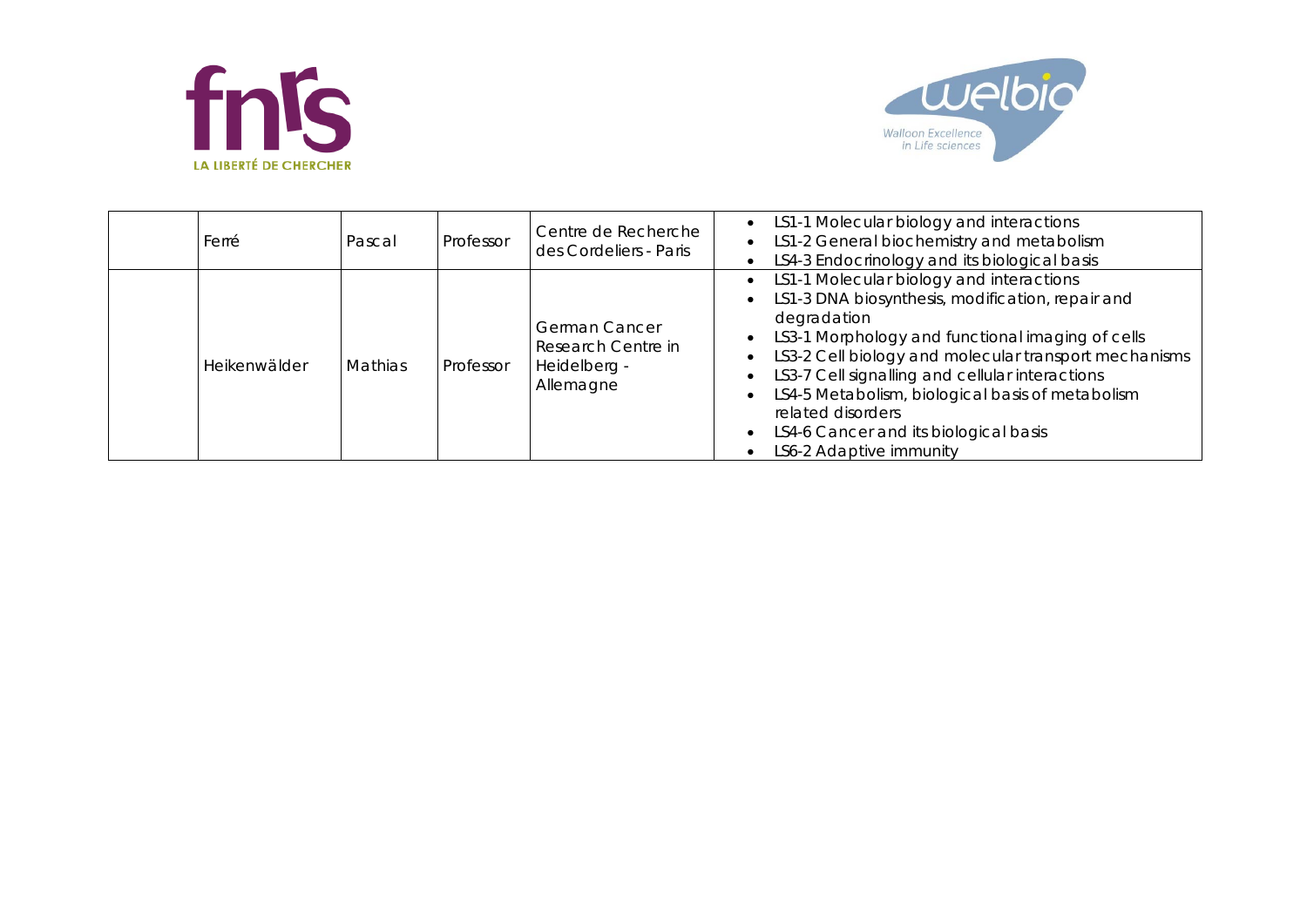| | | | | | |
|---|---|---|---|---|---|
| | Ferré | Pascal | Professor | Centre de Recherche des Cordeliers - Paris | • LS1-1 Molecular biology and interactions<br>• LS1-2 General biochemistry and metabolism<br>• LS4-3 Endocrinology and its biological basis |
| | Heikenwälder | Mathias | Professor | German Cancer Research Centre in Heidelberg - Allemagne | • LS1-1 Molecular biology and interactions<br>• LS1-3 DNA biosynthesis, modification, repair and degradation<br>• LS3-1 Morphology and functional imaging of cells<br>• LS3-2 Cell biology and molecular transport mechanisms<br>• LS3-7 Cell signalling and cellular interactions<br>• LS4-5 Metabolism, biological basis of metabolism related disorders<br>• LS4-6 Cancer and its biological basis<br>• LS6-2 Adaptive immunity |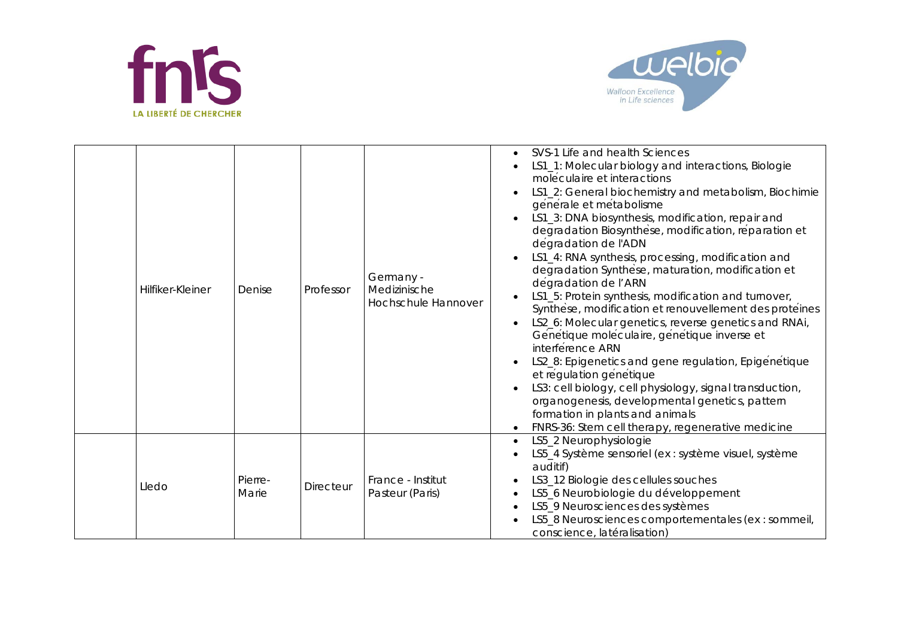| | | | | | |
|---|---|---|---|---|---|
| | Hilfiker-Kleiner | Denise | Professor | Germany - Medizinische Hochschule Hannover | • SVS-1 Life and health Sciences<br>• LS1_1: Molecular biology and interactions, Biologie moléculaire et interactions<br>• LS1_2: General biochemistry and metabolism, Biochimie générale et métabolisme<br>• LS1_3: DNA biosynthesis, modification, repair and degradation Biosynthèse, modification, réparation et dégradation de l'ADN<br>• LS1_4: RNA synthesis, processing, modification and degradation Synthèse, maturation, modification et dégradation de l'ARN<br>• LS1_5: Protein synthesis, modification and turnover, Synthèse, modification et renouvellement des protéines<br>• LS2_6: Molecular genetics, reverse genetics and RNAi, Génétique moléculaire, génétique inverse et interférence ARN<br>• LS2_8: Epigenetics and gene regulation, Epigénétique et régulation génétique<br>• LS3: cell biology, cell physiology, signal transduction, organogenesis, developmental genetics, pattern formation in plants and animals<br>• FNRS-36: Stem cell therapy, regenerative medicine |
| | Lledo | Pierre-Marie | Directeur | France - Institut Pasteur (Paris) | • LS5_2 Neurophysiologie<br>• LS5_4 Système sensoriel (ex : système visuel, système auditif)<br>• LS3_12 Biologie des cellules souches<br>• LS5_6 Neurobiologie du développement<br>• LS5_9 Neurosciences des systèmes<br>• LS5_8 Neurosciences comportementales (ex : sommeil, conscience, latéralisation) |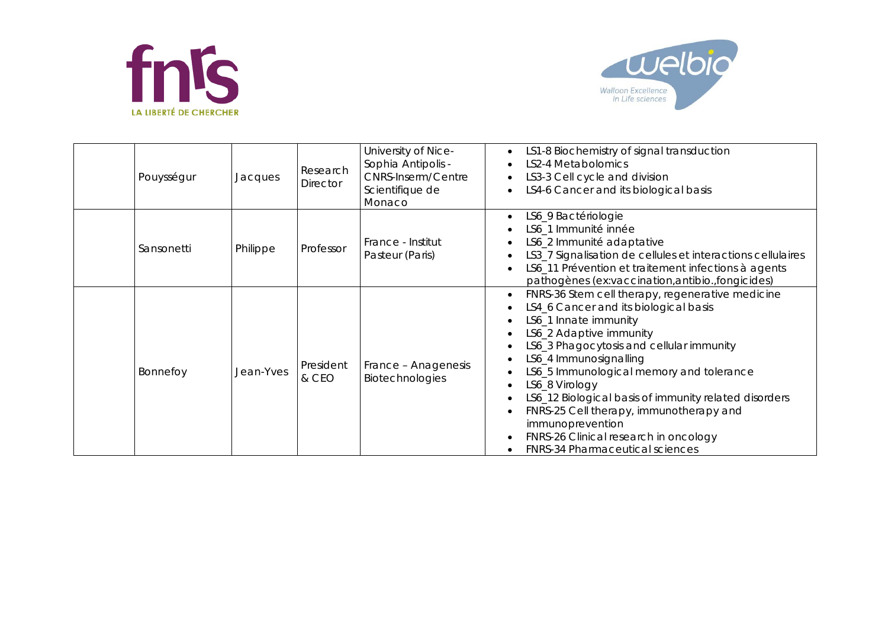|  | Pouysségur | Jacques | Research Director | University of Nice-Sophia Antipolis - CNRS-Inserm/Centre Scientifique de Monaco | • LS1-8 Biochemistry of signal transduction<br>• LS2-4 Metabolomics<br>• LS3-3 Cell cycle and division<br>• LS4-6 Cancer and its biological basis |
|---|---|---|---|---|---|
|  | Sansonetti | Philippe | Professor | France - Institut Pasteur (Paris) | • LS6_9 Bactériologie<br>• LS6_1 Immunité innée<br>• LS6_2 Immunité adaptative<br>• LS3_7 Signalisation de cellules et interactions cellulaires<br>• LS6_11 Prévention et traitement infections à agents pathogènes (ex:vaccination,antibio.,fongicides) |
|  | Bonnefoy | Jean-Yves | President & CEO | France – Anagenesis Biotechnologies | • FNRS-36 Stem cell therapy, regenerative medicine<br>• LS4_6 Cancer and its biological basis<br>• LS6_1 Innate immunity<br>• LS6_2 Adaptive immunity<br>• LS6_3 Phagocytosis and cellular immunity<br>• LS6_4 Immunosignalling<br>• LS6_5 Immunological memory and tolerance<br>• LS6_8 Virology<br>• LS6_12 Biological basis of immunity related disorders<br>• FNRS-25 Cell therapy, immunotherapy and immunoprevention<br>• FNRS-26 Clinical research in oncology<br>• FNRS-34 Pharmaceutical sciences |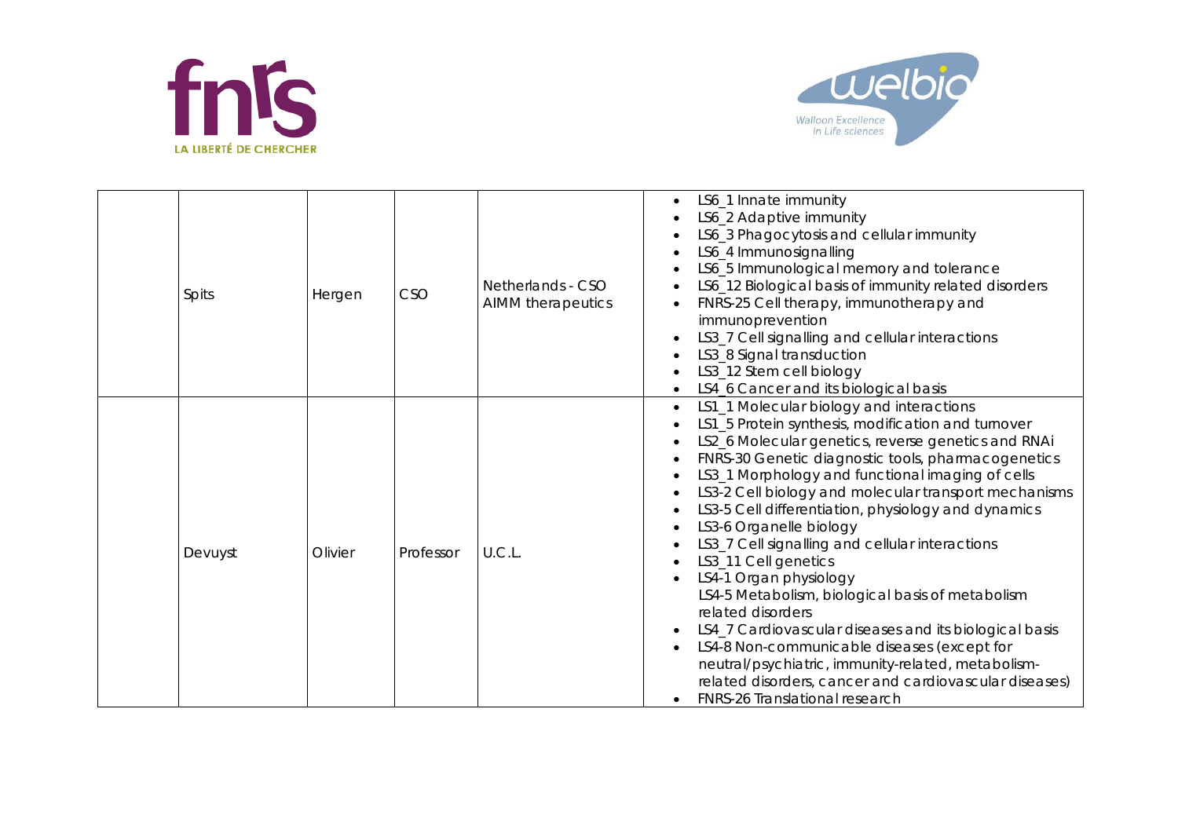| | Spits | Hergen | CSO | Netherlands - CSO AIMM therapeutics | • LS6_1 Innate immunity<br>• LS6_2 Adaptive immunity<br>• LS6_3 Phagocytosis and cellular immunity<br>• LS6_4 Immunosignalling<br>• LS6_5 Immunological memory and tolerance<br>• LS6_12 Biological basis of immunity related disorders<br>• FNRS-25 Cell therapy, immunotherapy and immunoprevention<br>• LS3_7 Cell signalling and cellular interactions<br>• LS3_8 Signal transduction<br>• LS3_12 Stem cell biology<br>• LS4_6 Cancer and its biological basis |
|---|---|---|---|---|---|
| | Devuyst | Olivier | Professor | U.C.L. | • LS1_1 Molecular biology and interactions<br>• LS1_5 Protein synthesis, modification and turnover<br>• LS2_6 Molecular genetics, reverse genetics and RNAi<br>• FNRS-30 Genetic diagnostic tools, pharmacogenetics<br>• LS3_1 Morphology and functional imaging of cells<br>• LS3-2 Cell biology and molecular transport mechanisms<br>• LS3-5 Cell differentiation, physiology and dynamics<br>• LS3-6 Organelle biology<br>• LS3_7 Cell signalling and cellular interactions<br>• LS3_11 Cell genetics<br>• LS4-1 Organ physiology<br>LS4-5 Metabolism, biological basis of metabolism related disorders<br>• LS4_7 Cardiovascular diseases and its biological basis<br>• LS4-8 Non-communicable diseases (except for neutral/psychiatric, immunity-related, metabolism-related disorders, cancer and cardiovascular diseases)<br>• FNRS-26 Translational research |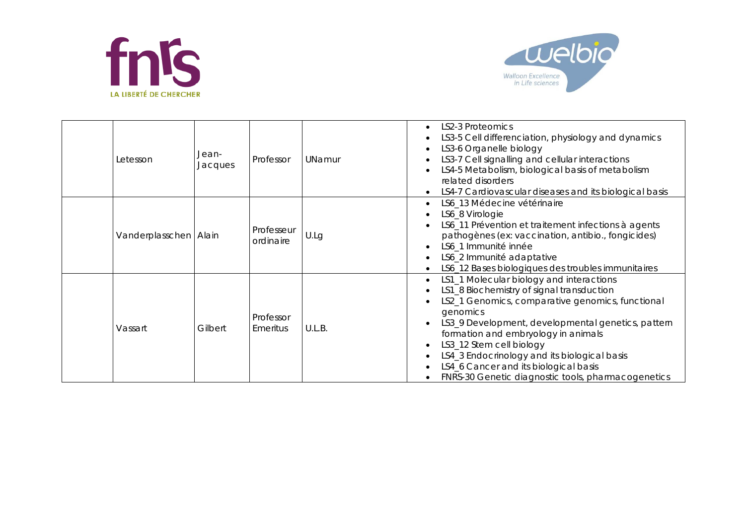| | | | | | |
|---|---|---|---|---|---|
| | Letesson | Jean-Jacques | Professor | UNamur | • LS2-3 Proteomics<br>• LS3-5 Cell differenciation, physiology and dynamics<br>• LS3-6 Organelle biology<br>• LS3-7 Cell signalling and cellular interactions<br>• LS4-5 Metabolism, biological basis of metabolism related disorders<br>• LS4-7 Cardiovascular diseases and its biological basis |
| | Vanderplasschen | Alain | Professeur ordinaire | U.Lg | • LS6_13 Médecine vétérinaire<br>• LS6_8 Virologie<br>• LS6_11 Prévention et traitement infections à agents pathogènes (ex: vaccination, antibio., fongicides)<br>• LS6_1 Immunité innée<br>• LS6_2 Immunité adaptative<br>• LS6_12 Bases biologiques des troubles immunitaires |
| | Vassart | Gilbert | Professor Emeritus | U.L.B. | • LS1_1 Molecular biology and interactions<br>• LS1_8 Biochemistry of signal transduction<br>• LS2_1 Genomics, comparative genomics, functional genomics<br>• LS3_9 Development, developmental genetics, pattern formation and embryology in animals<br>• LS3_12 Stem cell biology<br>• LS4_3 Endocrinology and its biological basis<br>• LS4_6 Cancer and its biological basis<br>• FNRS-30 Genetic diagnostic tools, pharmacogenetics |